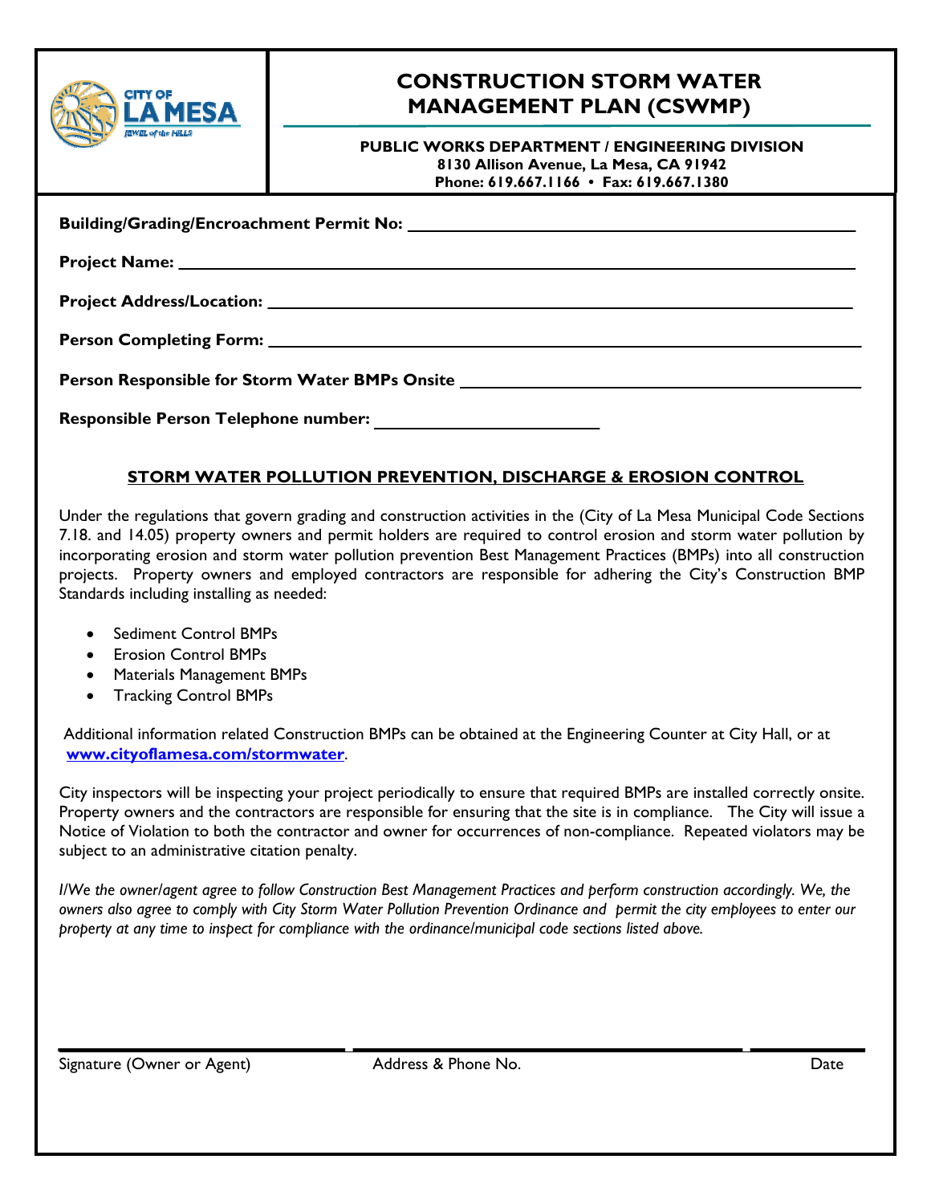# CONSTRUCTION STORM WATER MANAGEMENT PLAN (CSWMP)

**PUBLIC WORKS DEPARTMENT / ENGINEERING DIVISION**
**8130 Allison Avenue, La Mesa, CA 91942**
**Phone: 619.667.1166 • Fax: 619.667.1380**

**Building/Grading/Encroachment Permit No:** ______________________________

**Project Name:** ______________________________

**Project Address/Location:** ______________________________

**Person Completing Form:** ______________________________

**Person Responsible for Storm Water BMPs Onsite** ______________________________

**Responsible Person Telephone number:** ____________________

## STORM WATER POLLUTION PREVENTION, DISCHARGE & EROSION CONTROL

Under the regulations that govern grading and construction activities in the (City of La Mesa Municipal Code Sections 7.18. and 14.05) property owners and permit holders are required to control erosion and storm water pollution by incorporating erosion and storm water pollution prevention Best Management Practices (BMPs) into all construction projects. Property owners and employed contractors are responsible for adhering the City's Construction BMP Standards including installing as needed:

- Sediment Control BMPs
- Erosion Control BMPs
- Materials Management BMPs
- Tracking Control BMPs

Additional information related Construction BMPs can be obtained at the Engineering Counter at City Hall, or at **www.cityoflamesa.com/stormwater**.

City inspectors will be inspecting your project periodically to ensure that required BMPs are installed correctly onsite. Property owners and the contractors are responsible for ensuring that the site is in compliance. The City will issue a Notice of Violation to both the contractor and owner for occurrences of non-compliance. Repeated violators may be subject to an administrative citation penalty.

*I/We the owner/agent agree to follow Construction Best Management Practices and perform construction accordingly. We, the owners also agree to comply with City Storm Water Pollution Prevention Ordinance and permit the city employees to enter our property at any time to inspect for compliance with the ordinance/municipal code sections listed above.*

| Signature (Owner or Agent) | Address & Phone No. | Date |
|---|---|---|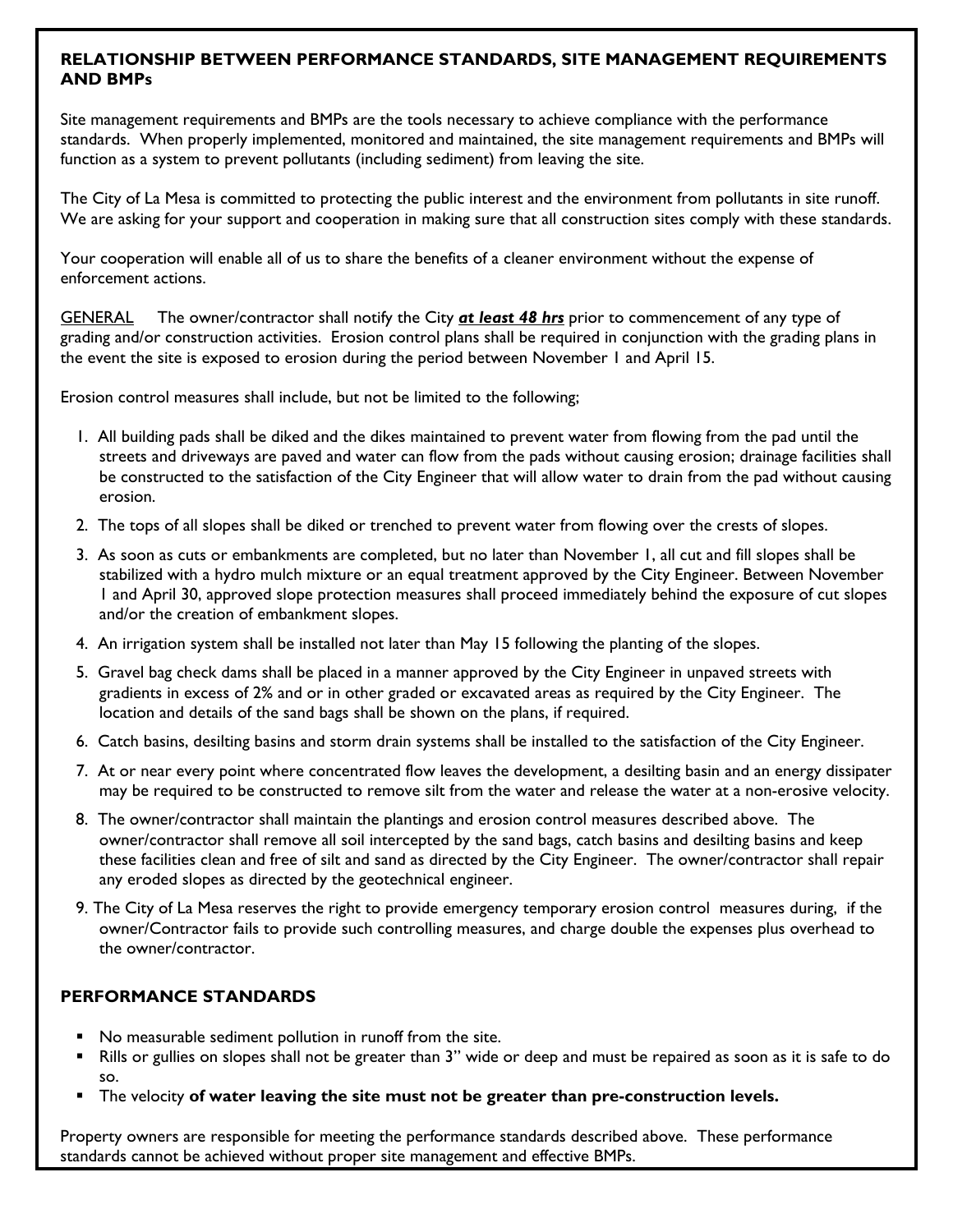## RELATIONSHIP BETWEEN PERFORMANCE STANDARDS, SITE MANAGEMENT REQUIREMENTS AND BMPs

Site management requirements and BMPs are the tools necessary to achieve compliance with the performance standards. When properly implemented, monitored and maintained, the site management requirements and BMPs will function as a system to prevent pollutants (including sediment) from leaving the site.

The City of La Mesa is committed to protecting the public interest and the environment from pollutants in site runoff. We are asking for your support and cooperation in making sure that all construction sites comply with these standards.

Your cooperation will enable all of us to share the benefits of a cleaner environment without the expense of enforcement actions.

<u>GENERAL</u> The owner/contractor shall notify the City ***<u>at least 48 hrs</u>*** prior to commencement of any type of grading and/or construction activities. Erosion control plans shall be required in conjunction with the grading plans in the event the site is exposed to erosion during the period between November 1 and April 15.

Erosion control measures shall include, but not be limited to the following;

1. All building pads shall be diked and the dikes maintained to prevent water from flowing from the pad until the streets and driveways are paved and water can flow from the pads without causing erosion; drainage facilities shall be constructed to the satisfaction of the City Engineer that will allow water to drain from the pad without causing erosion.
2. The tops of all slopes shall be diked or trenched to prevent water from flowing over the crests of slopes.
3. As soon as cuts or embankments are completed, but no later than November 1, all cut and fill slopes shall be stabilized with a hydro mulch mixture or an equal treatment approved by the City Engineer. Between November 1 and April 30, approved slope protection measures shall proceed immediately behind the exposure of cut slopes and/or the creation of embankment slopes.
4. An irrigation system shall be installed not later than May 15 following the planting of the slopes.
5. Gravel bag check dams shall be placed in a manner approved by the City Engineer in unpaved streets with gradients in excess of 2% and or in other graded or excavated areas as required by the City Engineer. The location and details of the sand bags shall be shown on the plans, if required.
6. Catch basins, desilting basins and storm drain systems shall be installed to the satisfaction of the City Engineer.
7. At or near every point where concentrated flow leaves the development, a desilting basin and an energy dissipater may be required to be constructed to remove silt from the water and release the water at a non-erosive velocity.
8. The owner/contractor shall maintain the plantings and erosion control measures described above. The owner/contractor shall remove all soil intercepted by the sand bags, catch basins and desilting basins and keep these facilities clean and free of silt and sand as directed by the City Engineer. The owner/contractor shall repair any eroded slopes as directed by the geotechnical engineer.
9. The City of La Mesa reserves the right to provide emergency temporary erosion control measures during, if the owner/Contractor fails to provide such controlling measures, and charge double the expenses plus overhead to the owner/contractor.

## PERFORMANCE STANDARDS

- No measurable sediment pollution in runoff from the site.
- Rills or gullies on slopes shall not be greater than 3" wide or deep and must be repaired as soon as it is safe to do so.
- The velocity **of water leaving the site must not be greater than pre-construction levels.**

Property owners are responsible for meeting the performance standards described above. These performance standards cannot be achieved without proper site management and effective BMPs.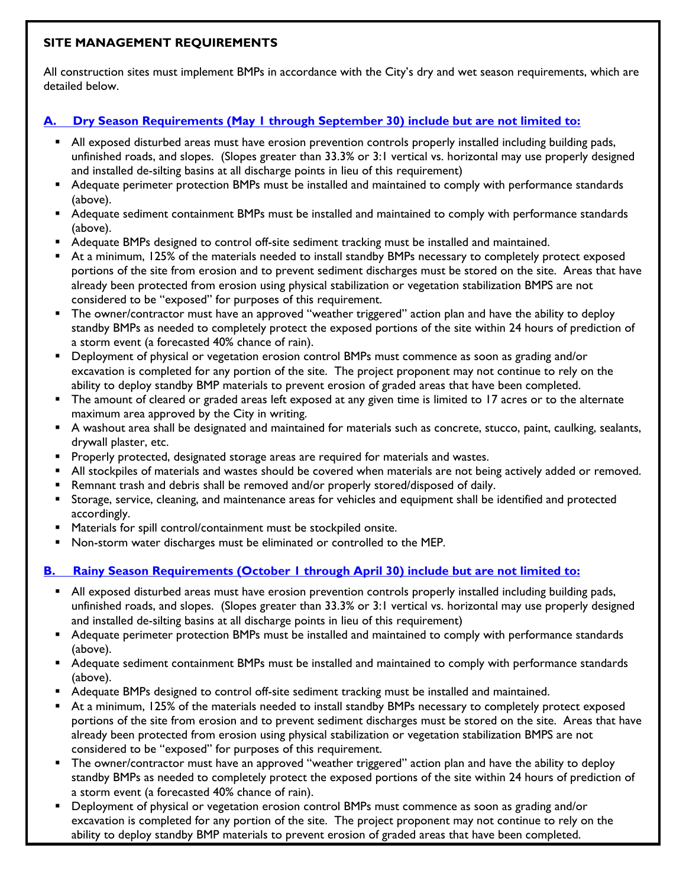**SITE MANAGEMENT REQUIREMENTS**

All construction sites must implement BMPs in accordance with the City's dry and wet season requirements, which are detailed below.

## A. Dry Season Requirements (May 1 through September 30) include but are not limited to:

- All exposed disturbed areas must have erosion prevention controls properly installed including building pads, unfinished roads, and slopes. (Slopes greater than 33.3% or 3:1 vertical vs. horizontal may use properly designed and installed de-silting basins at all discharge points in lieu of this requirement)
- Adequate perimeter protection BMPs must be installed and maintained to comply with performance standards (above).
- Adequate sediment containment BMPs must be installed and maintained to comply with performance standards (above).
- Adequate BMPs designed to control off-site sediment tracking must be installed and maintained.
- At a minimum, 125% of the materials needed to install standby BMPs necessary to completely protect exposed portions of the site from erosion and to prevent sediment discharges must be stored on the site. Areas that have already been protected from erosion using physical stabilization or vegetation stabilization BMPS are not considered to be "exposed" for purposes of this requirement.
- The owner/contractor must have an approved "weather triggered" action plan and have the ability to deploy standby BMPs as needed to completely protect the exposed portions of the site within 24 hours of prediction of a storm event (a forecasted 40% chance of rain).
- Deployment of physical or vegetation erosion control BMPs must commence as soon as grading and/or excavation is completed for any portion of the site. The project proponent may not continue to rely on the ability to deploy standby BMP materials to prevent erosion of graded areas that have been completed.
- The amount of cleared or graded areas left exposed at any given time is limited to 17 acres or to the alternate maximum area approved by the City in writing.
- A washout area shall be designated and maintained for materials such as concrete, stucco, paint, caulking, sealants, drywall plaster, etc.
- Properly protected, designated storage areas are required for materials and wastes.
- All stockpiles of materials and wastes should be covered when materials are not being actively added or removed.
- Remnant trash and debris shall be removed and/or properly stored/disposed of daily.
- Storage, service, cleaning, and maintenance areas for vehicles and equipment shall be identified and protected accordingly.
- Materials for spill control/containment must be stockpiled onsite.
- Non-storm water discharges must be eliminated or controlled to the MEP.

## B. Rainy Season Requirements (October 1 through April 30) include but are not limited to:

- All exposed disturbed areas must have erosion prevention controls properly installed including building pads, unfinished roads, and slopes. (Slopes greater than 33.3% or 3:1 vertical vs. horizontal may use properly designed and installed de-silting basins at all discharge points in lieu of this requirement)
- Adequate perimeter protection BMPs must be installed and maintained to comply with performance standards (above).
- Adequate sediment containment BMPs must be installed and maintained to comply with performance standards (above).
- Adequate BMPs designed to control off-site sediment tracking must be installed and maintained.
- At a minimum, 125% of the materials needed to install standby BMPs necessary to completely protect exposed portions of the site from erosion and to prevent sediment discharges must be stored on the site. Areas that have already been protected from erosion using physical stabilization or vegetation stabilization BMPS are not considered to be "exposed" for purposes of this requirement.
- The owner/contractor must have an approved "weather triggered" action plan and have the ability to deploy standby BMPs as needed to completely protect the exposed portions of the site within 24 hours of prediction of a storm event (a forecasted 40% chance of rain).
- Deployment of physical or vegetation erosion control BMPs must commence as soon as grading and/or excavation is completed for any portion of the site. The project proponent may not continue to rely on the ability to deploy standby BMP materials to prevent erosion of graded areas that have been completed.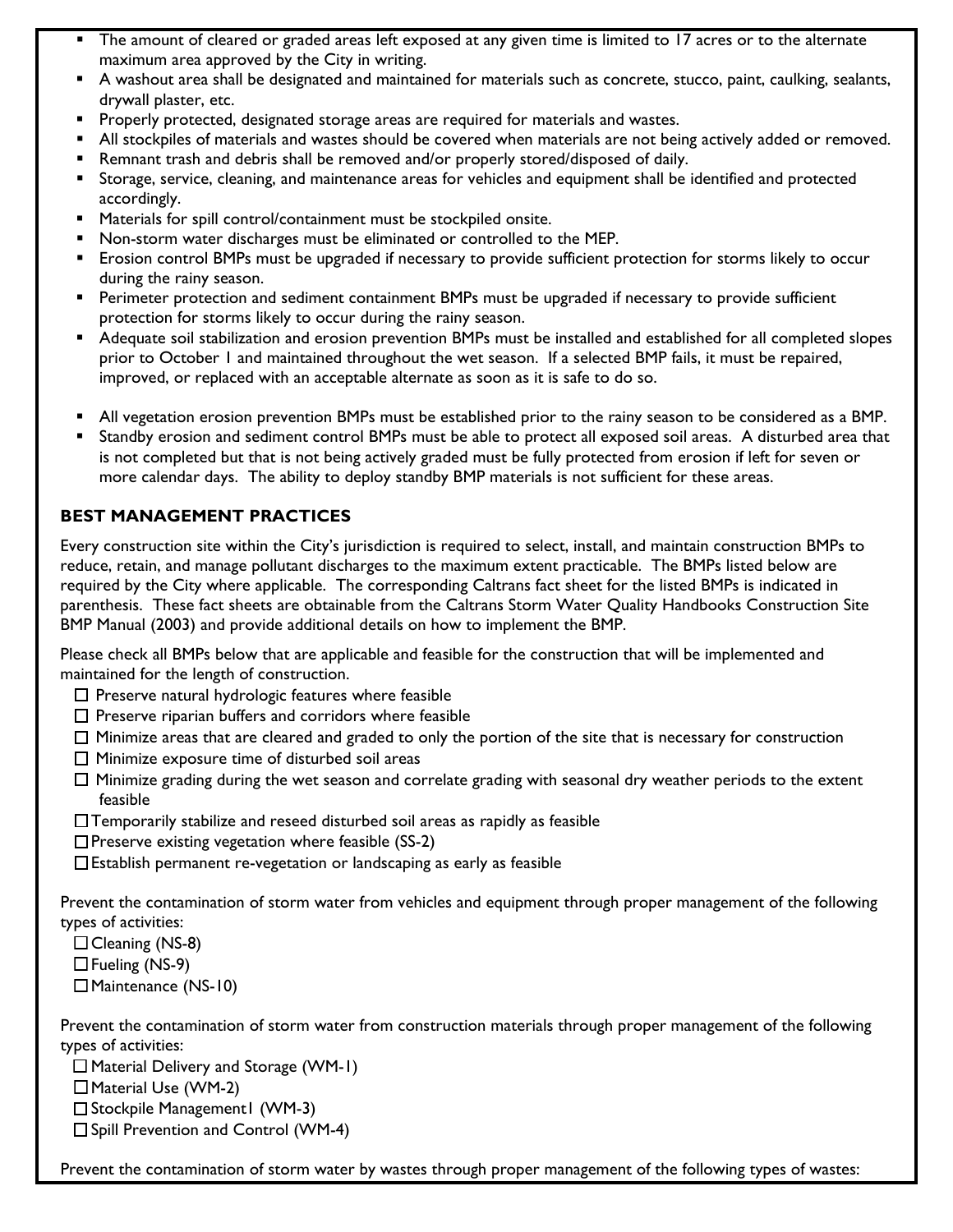- The amount of cleared or graded areas left exposed at any given time is limited to 17 acres or to the alternate maximum area approved by the City in writing.
- A washout area shall be designated and maintained for materials such as concrete, stucco, paint, caulking, sealants, drywall plaster, etc.
- Properly protected, designated storage areas are required for materials and wastes.
- All stockpiles of materials and wastes should be covered when materials are not being actively added or removed.
- Remnant trash and debris shall be removed and/or properly stored/disposed of daily.
- Storage, service, cleaning, and maintenance areas for vehicles and equipment shall be identified and protected accordingly.
- Materials for spill control/containment must be stockpiled onsite.
- Non-storm water discharges must be eliminated or controlled to the MEP.
- Erosion control BMPs must be upgraded if necessary to provide sufficient protection for storms likely to occur during the rainy season.
- Perimeter protection and sediment containment BMPs must be upgraded if necessary to provide sufficient protection for storms likely to occur during the rainy season.
- Adequate soil stabilization and erosion prevention BMPs must be installed and established for all completed slopes prior to October 1 and maintained throughout the wet season. If a selected BMP fails, it must be repaired, improved, or replaced with an acceptable alternate as soon as it is safe to do so.
- All vegetation erosion prevention BMPs must be established prior to the rainy season to be considered as a BMP.
- Standby erosion and sediment control BMPs must be able to protect all exposed soil areas. A disturbed area that is not completed but that is not being actively graded must be fully protected from erosion if left for seven or more calendar days. The ability to deploy standby BMP materials is not sufficient for these areas.

## BEST MANAGEMENT PRACTICES

Every construction site within the City's jurisdiction is required to select, install, and maintain construction BMPs to reduce, retain, and manage pollutant discharges to the maximum extent practicable. The BMPs listed below are required by the City where applicable. The corresponding Caltrans fact sheet for the listed BMPs is indicated in parenthesis. These fact sheets are obtainable from the Caltrans Storm Water Quality Handbooks Construction Site BMP Manual (2003) and provide additional details on how to implement the BMP.

Please check all BMPs below that are applicable and feasible for the construction that will be implemented and maintained for the length of construction.

- ☐ Preserve natural hydrologic features where feasible
- ☐ Preserve riparian buffers and corridors where feasible
- ☐ Minimize areas that are cleared and graded to only the portion of the site that is necessary for construction
- ☐ Minimize exposure time of disturbed soil areas
- ☐ Minimize grading during the wet season and correlate grading with seasonal dry weather periods to the extent feasible
- ☐ Temporarily stabilize and reseed disturbed soil areas as rapidly as feasible
- ☐ Preserve existing vegetation where feasible (SS-2)
- ☐ Establish permanent re-vegetation or landscaping as early as feasible

Prevent the contamination of storm water from vehicles and equipment through proper management of the following types of activities:

- ☐ Cleaning (NS-8)
- ☐ Fueling (NS-9)
- ☐ Maintenance (NS-10)

Prevent the contamination of storm water from construction materials through proper management of the following types of activities:

- ☐ Material Delivery and Storage (WM-1)
- ☐ Material Use (WM-2)
- ☐ Stockpile Management1 (WM-3)
- ☐ Spill Prevention and Control (WM-4)

Prevent the contamination of storm water by wastes through proper management of the following types of wastes: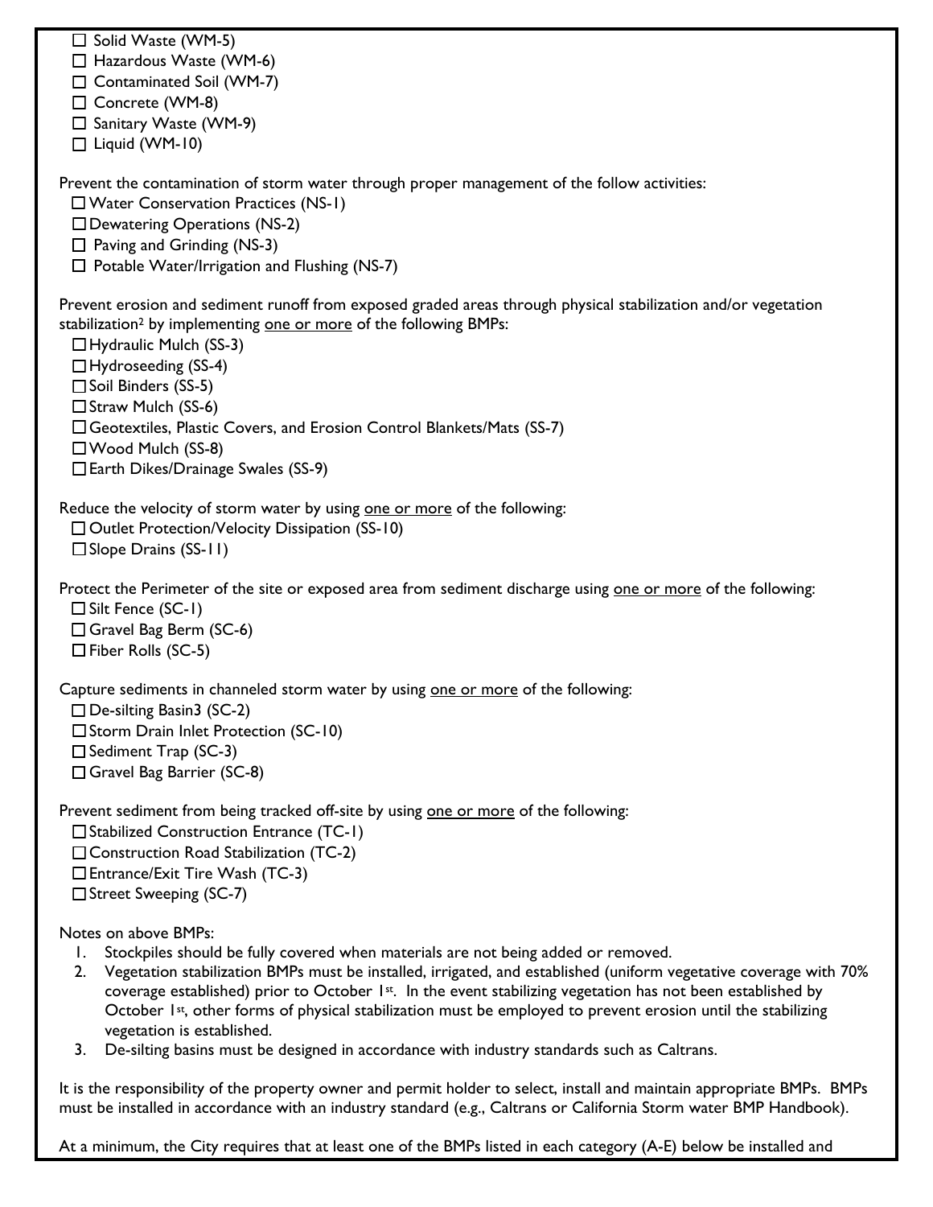- ☐ Solid Waste (WM-5)
- ☐ Hazardous Waste (WM-6)
- ☐ Contaminated Soil (WM-7)
- ☐ Concrete (WM-8)
- ☐ Sanitary Waste (WM-9)
- ☐ Liquid (WM-10)

Prevent the contamination of storm water through proper management of the follow activities:

- ☐ Water Conservation Practices (NS-1)
- ☐ Dewatering Operations (NS-2)
- ☐ Paving and Grinding (NS-3)
- ☐ Potable Water/Irrigation and Flushing (NS-7)

Prevent erosion and sediment runoff from exposed graded areas through physical stabilization and/or vegetation stabilization[2] by implementing <u>one or more</u> of the following BMPs:

- ☐ Hydraulic Mulch (SS-3)
- ☐ Hydroseeding (SS-4)
- ☐ Soil Binders (SS-5)
- ☐ Straw Mulch (SS-6)
- ☐ Geotextiles, Plastic Covers, and Erosion Control Blankets/Mats (SS-7)
- ☐ Wood Mulch (SS-8)
- ☐ Earth Dikes/Drainage Swales (SS-9)

Reduce the velocity of storm water by using <u>one or more</u> of the following:

- ☐ Outlet Protection/Velocity Dissipation (SS-10)
- ☐ Slope Drains (SS-11)

Protect the Perimeter of the site or exposed area from sediment discharge using <u>one or more</u> of the following:

- ☐ Silt Fence (SC-1)
- ☐ Gravel Bag Berm (SC-6)
- ☐ Fiber Rolls (SC-5)

Capture sediments in channeled storm water by using <u>one or more</u> of the following:

- ☐ De-silting Basin3 (SC-2)
- ☐ Storm Drain Inlet Protection (SC-10)
- ☐ Sediment Trap (SC-3)
- ☐ Gravel Bag Barrier (SC-8)

Prevent sediment from being tracked off-site by using <u>one or more</u> of the following:

- ☐ Stabilized Construction Entrance (TC-1)
- ☐ Construction Road Stabilization (TC-2)
- ☐ Entrance/Exit Tire Wash (TC-3)
- ☐ Street Sweeping (SC-7)

Notes on above BMPs:

1. Stockpiles should be fully covered when materials are not being added or removed.
2. Vegetation stabilization BMPs must be installed, irrigated, and established (uniform vegetative coverage with 70% coverage established) prior to October 1st. In the event stabilizing vegetation has not been established by October 1st, other forms of physical stabilization must be employed to prevent erosion until the stabilizing vegetation is established.
3. De-silting basins must be designed in accordance with industry standards such as Caltrans.

It is the responsibility of the property owner and permit holder to select, install and maintain appropriate BMPs. BMPs must be installed in accordance with an industry standard (e.g., Caltrans or California Storm water BMP Handbook).

At a minimum, the City requires that at least one of the BMPs listed in each category (A-E) below be installed and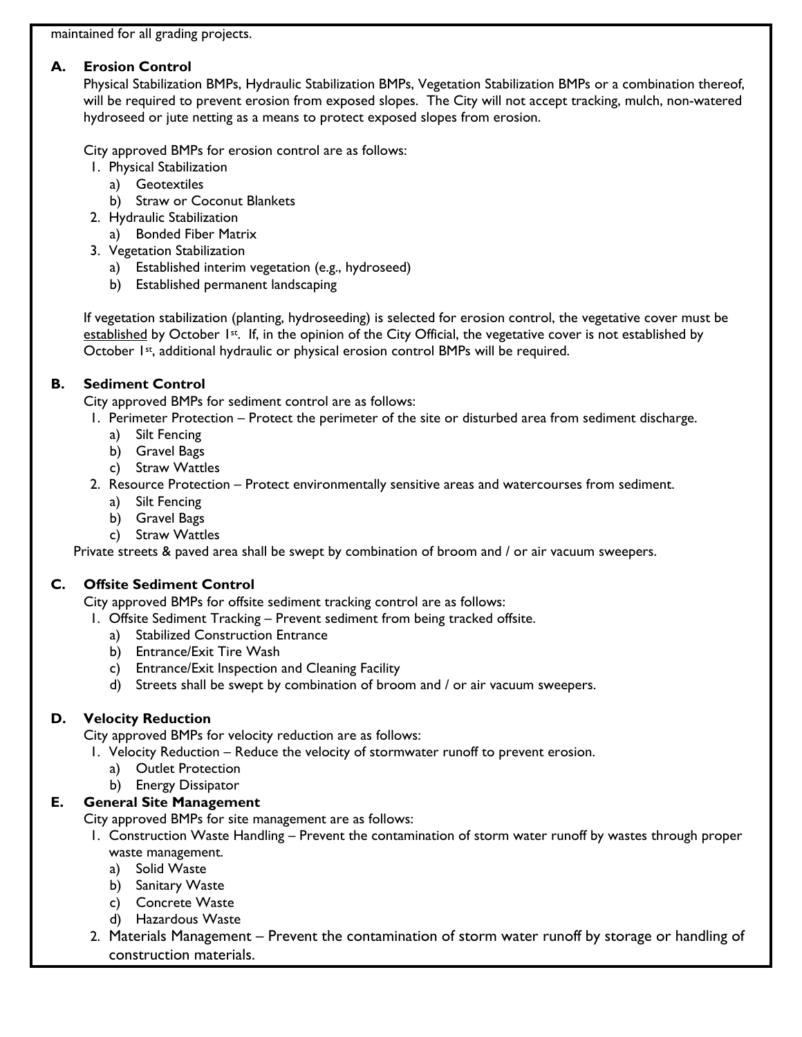maintained for all grading projects.

### A. Erosion Control

Physical Stabilization BMPs, Hydraulic Stabilization BMPs, Vegetation Stabilization BMPs or a combination thereof, will be required to prevent erosion from exposed slopes. The City will not accept tracking, mulch, non-watered hydroseed or jute netting as a means to protect exposed slopes from erosion.

City approved BMPs for erosion control are as follows:

1. Physical Stabilization
   a) Geotextiles
   b) Straw or Coconut Blankets
2. Hydraulic Stabilization
   a) Bonded Fiber Matrix
3. Vegetation Stabilization
   a) Established interim vegetation (e.g., hydroseed)
   b) Established permanent landscaping

If vegetation stabilization (planting, hydroseeding) is selected for erosion control, the vegetative cover must be established by October 1st. If, in the opinion of the City Official, the vegetative cover is not established by October 1st, additional hydraulic or physical erosion control BMPs will be required.

### B. Sediment Control

City approved BMPs for sediment control are as follows:

1. Perimeter Protection – Protect the perimeter of the site or disturbed area from sediment discharge.
   a) Silt Fencing
   b) Gravel Bags
   c) Straw Wattles
2. Resource Protection – Protect environmentally sensitive areas and watercourses from sediment.
   a) Silt Fencing
   b) Gravel Bags
   c) Straw Wattles

Private streets & paved area shall be swept by combination of broom and / or air vacuum sweepers.

### C. Offsite Sediment Control

City approved BMPs for offsite sediment tracking control are as follows:

1. Offsite Sediment Tracking – Prevent sediment from being tracked offsite.
   a) Stabilized Construction Entrance
   b) Entrance/Exit Tire Wash
   c) Entrance/Exit Inspection and Cleaning Facility
   d) Streets shall be swept by combination of broom and / or air vacuum sweepers.

### D. Velocity Reduction

City approved BMPs for velocity reduction are as follows:

1. Velocity Reduction – Reduce the velocity of stormwater runoff to prevent erosion.
   a) Outlet Protection
   b) Energy Dissipator

### E. General Site Management

City approved BMPs for site management are as follows:

1. Construction Waste Handling – Prevent the contamination of storm water runoff by wastes through proper waste management.
   a) Solid Waste
   b) Sanitary Waste
   c) Concrete Waste
   d) Hazardous Waste
2. Materials Management – Prevent the contamination of storm water runoff by storage or handling of construction materials.